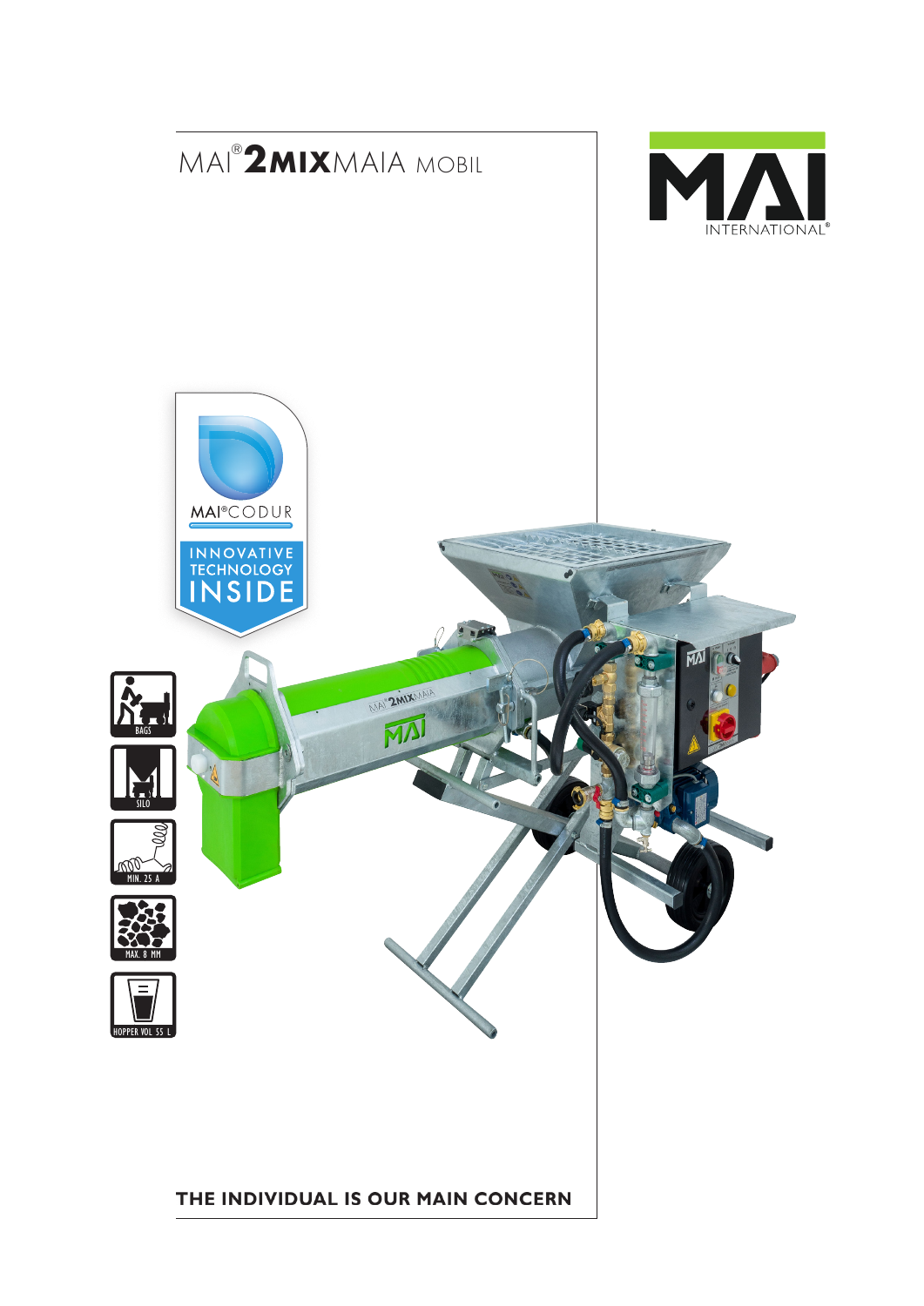# MAI® 2MIX MAIA MOBIL

MAI INTERNATIONAL®

MAI®CODUR

INNOVATIVE TECHNOLOGY INSIDE

BAGS

SILO

MIN. 25 A

MAX. 8 MM

HOPPER VOL 55 L

**THE INDIVIDUAL IS OUR MAIN CONCERN**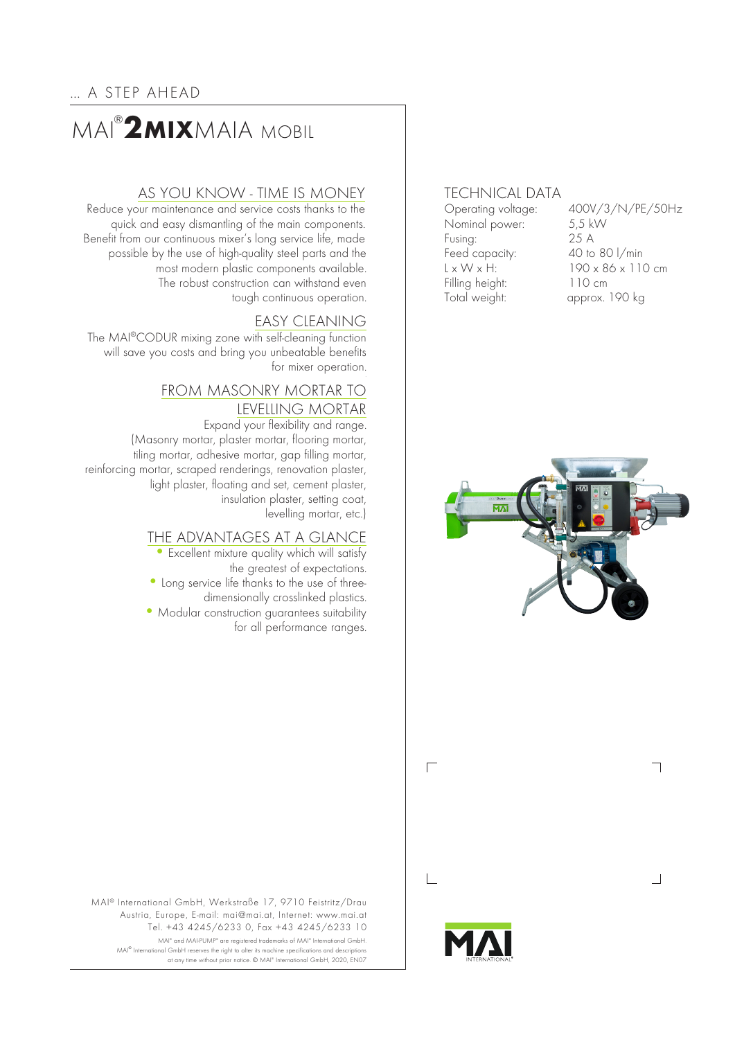... A STEP AHEAD

# MAI®**2MIX**MAIA MOBIL

## AS YOU KNOW - TIME IS MONEY

Reduce your maintenance and service costs thanks to the quick and easy dismantling of the main components. Benefit from our continuous mixer's long service life, made possible by the use of high-quality steel parts and the most modern plastic components available. The robust construction can withstand even tough continuous operation.

## EASY CLEANING

The MAI®CODUR mixing zone with self-cleaning function will save you costs and bring you unbeatable benefits for mixer operation.

## FROM MASONRY MORTAR TO LEVELLING MORTAR

Expand your flexibility and range. (Masonry mortar, plaster mortar, flooring mortar, tiling mortar, adhesive mortar, gap filling mortar, reinforcing mortar, scraped renderings, renovation plaster, light plaster, floating and set, cement plaster, insulation plaster, setting coat, levelling mortar, etc.)

## THE ADVANTAGES AT A GLANCE

- Excellent mixture quality which will satisfy the greatest of expectations.
- Long service life thanks to the use of three-dimensionally crosslinked plastics.
- Modular construction guarantees suitability for all performance ranges.

## TECHNICAL DATA

| | |
|---|---|
| Operating voltage: | 400V/3/N/PE/50Hz |
| Nominal power: | 5,5 kW |
| Fusing: | 25 A |
| Feed capacity: | 40 to 80 l/min |
| L x W x H: | 190 x 86 x 110 cm |
| Filling height: | 110 cm |
| Total weight: | approx. 190 kg |

MAI® International GmbH, Werkstraße 17, 9710 Feistritz/Drau
Austria, Europe, E-mail: mai@mai.at, Internet: www.mai.at
Tel. +43 4245/6233 0, Fax +43 4245/6233 10

MAI® and MAI-PUMP® are registered trademarks of MAI® International GmbH.
MAI® International GmbH reserves the right to alter its machine specifications and descriptions at any time without prior notice. © MAI® International GmbH, 2020, EN07

MAI INTERNATIONAL®